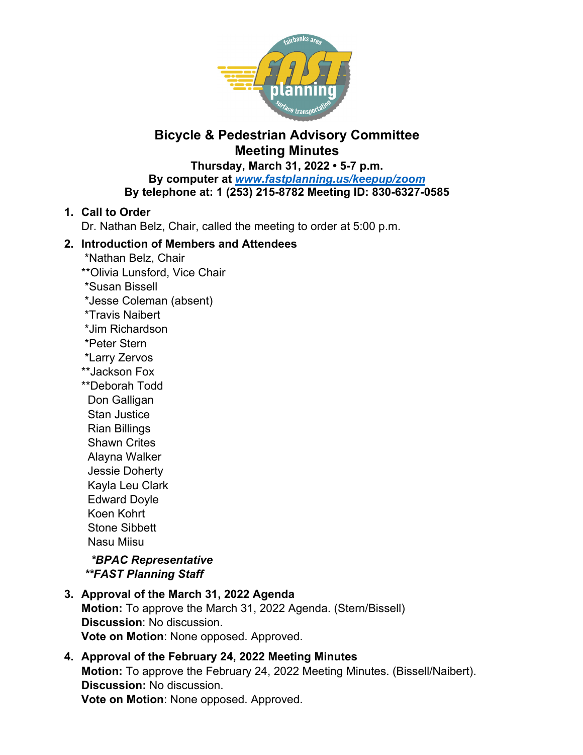# Bicycle & Pedestrian Advisory Committee Meeting Minutes

**Thursday, March 31, 2022 • 5-7 p.m.**
**By computer at [www.fastplanning.us/keepup/zoom](www.fastplanning.us/keepup/zoom)**
**By telephone at: 1 (253) 215-8782 Meeting ID: 830-6327-0585**

1. **Call to Order**
   Dr. Nathan Belz, Chair, called the meeting to order at 5:00 p.m.

2. **Introduction of Members and Attendees**
   *Nathan Belz, Chair
   **Olivia Lunsford, Vice Chair
   *Susan Bissell
   *Jesse Coleman (absent)
   *Travis Naibert
   *Jim Richardson
   *Peter Stern
   *Larry Zervos
   **Jackson Fox
   **Deborah Todd
   Don Galligan
   Stan Justice
   Rian Billings
   Shawn Crites
   Alayna Walker
   Jessie Doherty
   Kayla Leu Clark
   Edward Doyle
   Koen Kohrt
   Stone Sibbett
   Nasu Miisu

   ***BPAC Representative***
   ****FAST Planning Staff***

3. **Approval of the March 31, 2022 Agenda**
   **Motion:** To approve the March 31, 2022 Agenda. (Stern/Bissell)
   **Discussion**: No discussion.
   **Vote on Motion**: None opposed. Approved.

4. **Approval of the February 24, 2022 Meeting Minutes**
   **Motion:** To approve the February 24, 2022 Meeting Minutes. (Bissell/Naibert).
   **Discussion:** No discussion.
   **Vote on Motion**: None opposed. Approved.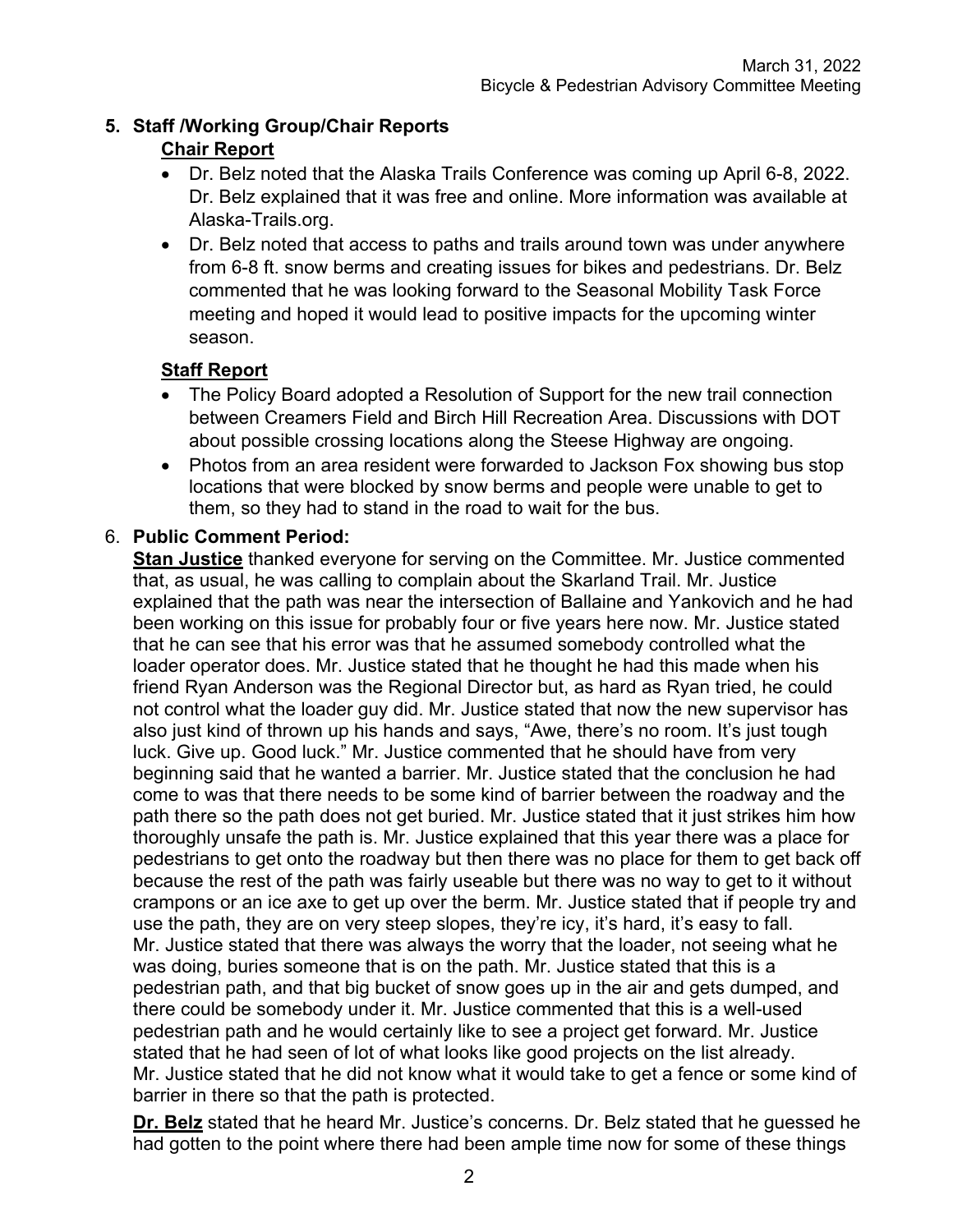## 5. Staff /Working Group/Chair Reports

### Chair Report

- Dr. Belz noted that the Alaska Trails Conference was coming up April 6-8, 2022. Dr. Belz explained that it was free and online. More information was available at Alaska-Trails.org.
- Dr. Belz noted that access to paths and trails around town was under anywhere from 6-8 ft. snow berms and creating issues for bikes and pedestrians. Dr. Belz commented that he was looking forward to the Seasonal Mobility Task Force meeting and hoped it would lead to positive impacts for the upcoming winter season.

### Staff Report

- The Policy Board adopted a Resolution of Support for the new trail connection between Creamers Field and Birch Hill Recreation Area. Discussions with DOT about possible crossing locations along the Steese Highway are ongoing.
- Photos from an area resident were forwarded to Jackson Fox showing bus stop locations that were blocked by snow berms and people were unable to get to them, so they had to stand in the road to wait for the bus.

## 6. Public Comment Period:

**Stan Justice** thanked everyone for serving on the Committee. Mr. Justice commented that, as usual, he was calling to complain about the Skarland Trail. Mr. Justice explained that the path was near the intersection of Ballaine and Yankovich and he had been working on this issue for probably four or five years here now. Mr. Justice stated that he can see that his error was that he assumed somebody controlled what the loader operator does. Mr. Justice stated that he thought he had this made when his friend Ryan Anderson was the Regional Director but, as hard as Ryan tried, he could not control what the loader guy did. Mr. Justice stated that now the new supervisor has also just kind of thrown up his hands and says, "Awe, there's no room. It's just tough luck. Give up. Good luck." Mr. Justice commented that he should have from very beginning said that he wanted a barrier. Mr. Justice stated that the conclusion he had come to was that there needs to be some kind of barrier between the roadway and the path there so the path does not get buried. Mr. Justice stated that it just strikes him how thoroughly unsafe the path is. Mr. Justice explained that this year there was a place for pedestrians to get onto the roadway but then there was no place for them to get back off because the rest of the path was fairly useable but there was no way to get to it without crampons or an ice axe to get up over the berm. Mr. Justice stated that if people try and use the path, they are on very steep slopes, they're icy, it's hard, it's easy to fall. Mr. Justice stated that there was always the worry that the loader, not seeing what he was doing, buries someone that is on the path. Mr. Justice stated that this is a pedestrian path, and that big bucket of snow goes up in the air and gets dumped, and there could be somebody under it. Mr. Justice commented that this is a well-used pedestrian path and he would certainly like to see a project get forward. Mr. Justice stated that he had seen of lot of what looks like good projects on the list already. Mr. Justice stated that he did not know what it would take to get a fence or some kind of barrier in there so that the path is protected.

**Dr. Belz** stated that he heard Mr. Justice's concerns. Dr. Belz stated that he guessed he had gotten to the point where there had been ample time now for some of these things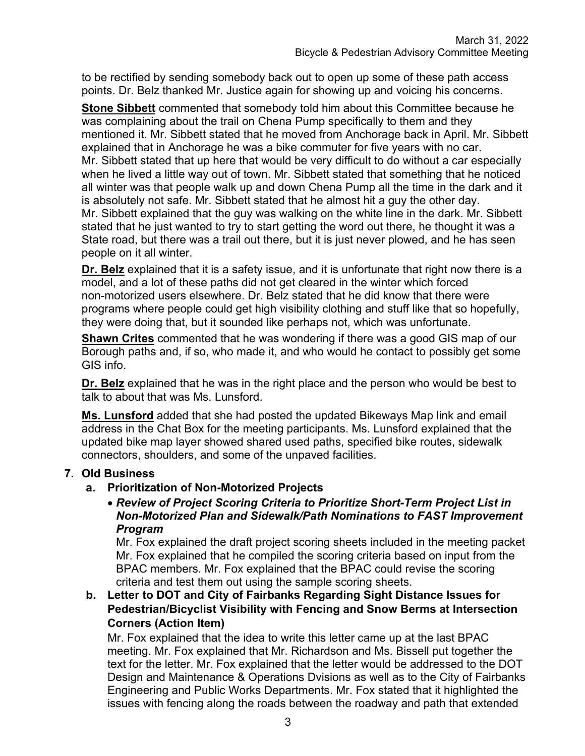to be rectified by sending somebody back out to open up some of these path access points. Dr. Belz thanked Mr. Justice again for showing up and voicing his concerns.

**Stone Sibbett** commented that somebody told him about this Committee because he was complaining about the trail on Chena Pump specifically to them and they mentioned it. Mr. Sibbett stated that he moved from Anchorage back in April. Mr. Sibbett explained that in Anchorage he was a bike commuter for five years with no car. Mr. Sibbett stated that up here that would be very difficult to do without a car especially when he lived a little way out of town. Mr. Sibbett stated that something that he noticed all winter was that people walk up and down Chena Pump all the time in the dark and it is absolutely not safe. Mr. Sibbett stated that he almost hit a guy the other day. Mr. Sibbett explained that the guy was walking on the white line in the dark. Mr. Sibbett stated that he just wanted to try to start getting the word out there, he thought it was a State road, but there was a trail out there, but it is just never plowed, and he has seen people on it all winter.

**Dr. Belz** explained that it is a safety issue, and it is unfortunate that right now there is a model, and a lot of these paths did not get cleared in the winter which forced non-motorized users elsewhere. Dr. Belz stated that he did know that there were programs where people could get high visibility clothing and stuff like that so hopefully, they were doing that, but it sounded like perhaps not, which was unfortunate.

**Shawn Crites** commented that he was wondering if there was a good GIS map of our Borough paths and, if so, who made it, and who would he contact to possibly get some GIS info.

**Dr. Belz** explained that he was in the right place and the person who would be best to talk to about that was Ms. Lunsford.

**Ms. Lunsford** added that she had posted the updated Bikeways Map link and email address in the Chat Box for the meeting participants. Ms. Lunsford explained that the updated bike map layer showed shared used paths, specified bike routes, sidewalk connectors, shoulders, and some of the unpaved facilities.

**7. Old Business**

**a. Prioritization of Non-Motorized Projects**

- ***Review of Project Scoring Criteria to Prioritize Short-Term Project List in Non-Motorized Plan and Sidewalk/Path Nominations to FAST Improvement Program***

  Mr. Fox explained the draft project scoring sheets included in the meeting packet Mr. Fox explained that he compiled the scoring criteria based on input from the BPAC members. Mr. Fox explained that the BPAC could revise the scoring criteria and test them out using the sample scoring sheets.

**b. Letter to DOT and City of Fairbanks Regarding Sight Distance Issues for Pedestrian/Bicyclist Visibility with Fencing and Snow Berms at Intersection Corners (Action Item)**

Mr. Fox explained that the idea to write this letter came up at the last BPAC meeting. Mr. Fox explained that Mr. Richardson and Ms. Bissell put together the text for the letter. Mr. Fox explained that the letter would be addressed to the DOT Design and Maintenance & Operations Dvisions as well as to the City of Fairbanks Engineering and Public Works Departments. Mr. Fox stated that it highlighted the issues with fencing along the roads between the roadway and path that extended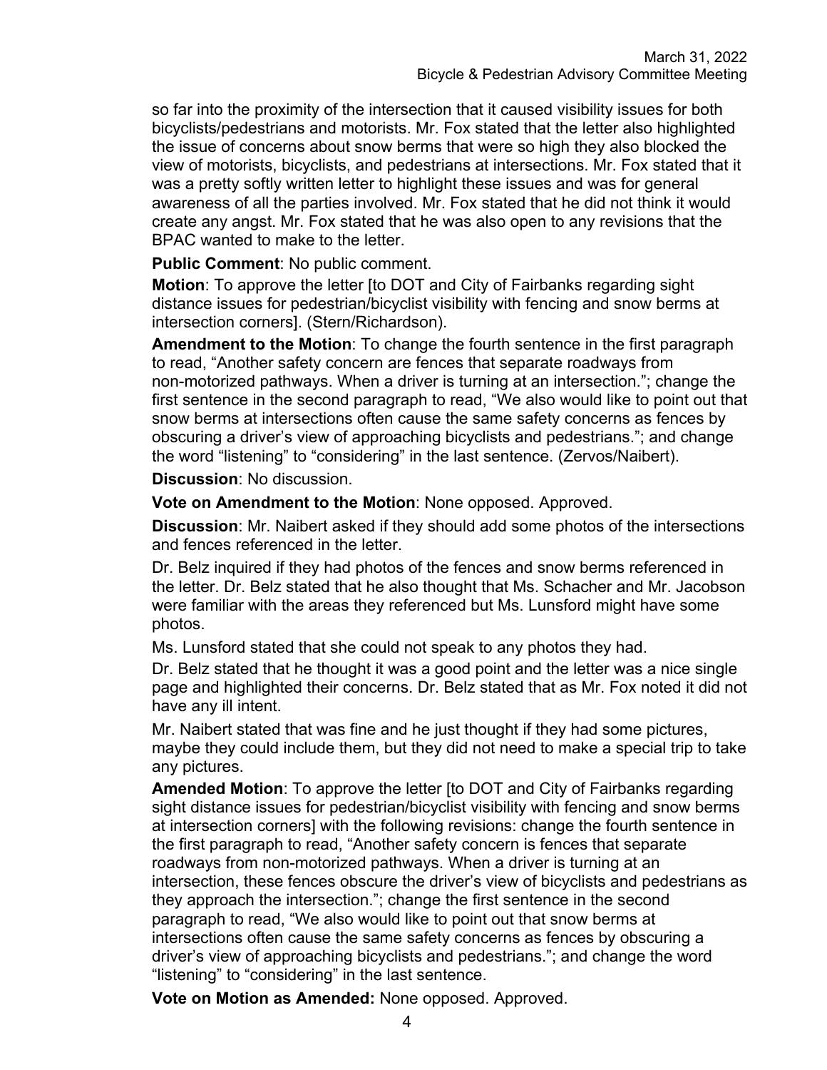so far into the proximity of the intersection that it caused visibility issues for both bicyclists/pedestrians and motorists. Mr. Fox stated that the letter also highlighted the issue of concerns about snow berms that were so high they also blocked the view of motorists, bicyclists, and pedestrians at intersections. Mr. Fox stated that it was a pretty softly written letter to highlight these issues and was for general awareness of all the parties involved. Mr. Fox stated that he did not think it would create any angst. Mr. Fox stated that he was also open to any revisions that the BPAC wanted to make to the letter.

**Public Comment**: No public comment.

**Motion**: To approve the letter [to DOT and City of Fairbanks regarding sight distance issues for pedestrian/bicyclist visibility with fencing and snow berms at intersection corners]. (Stern/Richardson).

**Amendment to the Motion**: To change the fourth sentence in the first paragraph to read, "Another safety concern are fences that separate roadways from non-motorized pathways. When a driver is turning at an intersection."; change the first sentence in the second paragraph to read, "We also would like to point out that snow berms at intersections often cause the same safety concerns as fences by obscuring a driver's view of approaching bicyclists and pedestrians."; and change the word "listening" to "considering" in the last sentence. (Zervos/Naibert).

**Discussion**: No discussion.

**Vote on Amendment to the Motion**: None opposed. Approved.

**Discussion**: Mr. Naibert asked if they should add some photos of the intersections and fences referenced in the letter.

Dr. Belz inquired if they had photos of the fences and snow berms referenced in the letter. Dr. Belz stated that he also thought that Ms. Schacher and Mr. Jacobson were familiar with the areas they referenced but Ms. Lunsford might have some photos.

Ms. Lunsford stated that she could not speak to any photos they had.

Dr. Belz stated that he thought it was a good point and the letter was a nice single page and highlighted their concerns. Dr. Belz stated that as Mr. Fox noted it did not have any ill intent.

Mr. Naibert stated that was fine and he just thought if they had some pictures, maybe they could include them, but they did not need to make a special trip to take any pictures.

**Amended Motion**: To approve the letter [to DOT and City of Fairbanks regarding sight distance issues for pedestrian/bicyclist visibility with fencing and snow berms at intersection corners] with the following revisions: change the fourth sentence in the first paragraph to read, "Another safety concern is fences that separate roadways from non-motorized pathways. When a driver is turning at an intersection, these fences obscure the driver's view of bicyclists and pedestrians as they approach the intersection."; change the first sentence in the second paragraph to read, "We also would like to point out that snow berms at intersections often cause the same safety concerns as fences by obscuring a driver's view of approaching bicyclists and pedestrians."; and change the word "listening" to "considering" in the last sentence.

**Vote on Motion as Amended:** None opposed. Approved.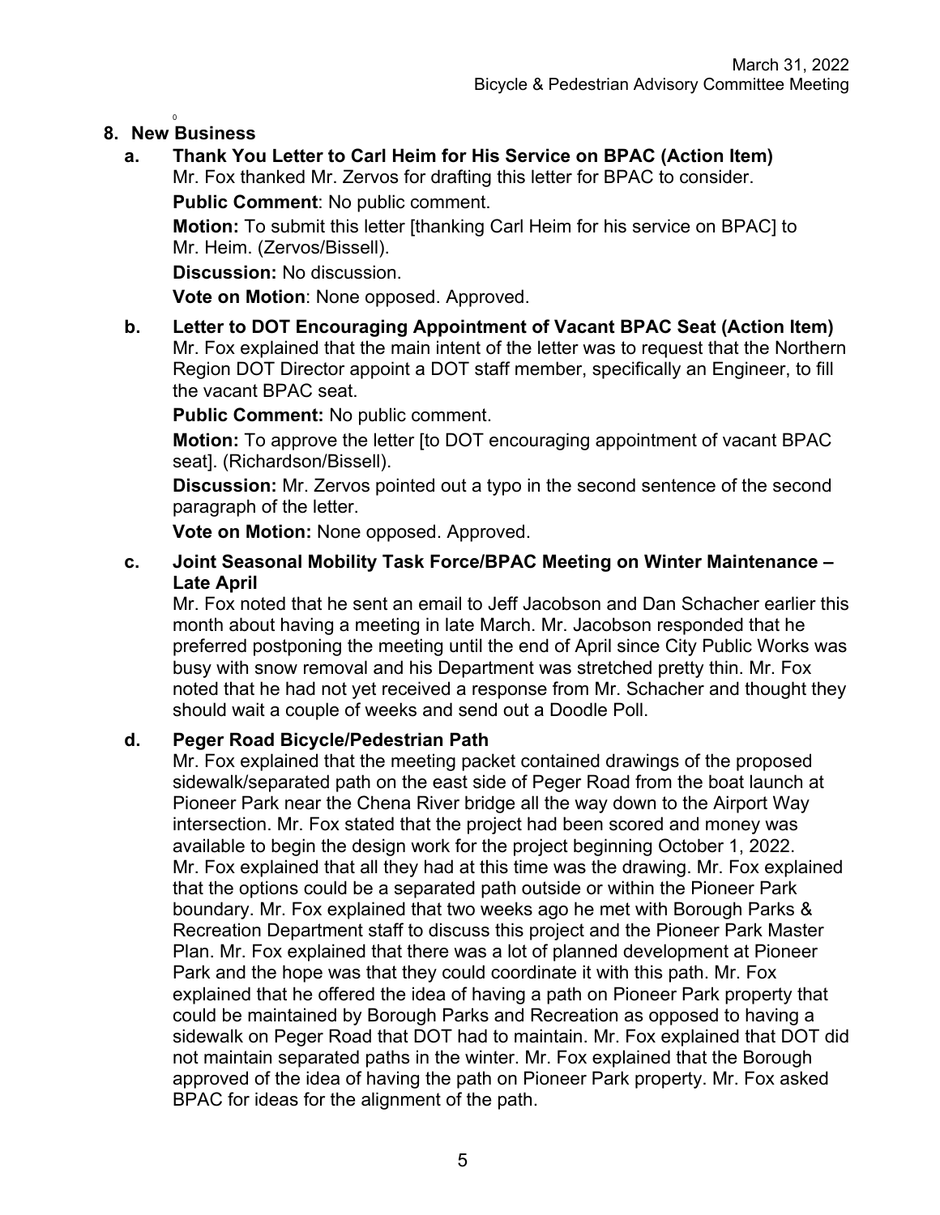## 8. New Business

### a. Thank You Letter to Carl Heim for His Service on BPAC (Action Item)

Mr. Fox thanked Mr. Zervos for drafting this letter for BPAC to consider.

**Public Comment**: No public comment.

**Motion:** To submit this letter [thanking Carl Heim for his service on BPAC] to Mr. Heim. (Zervos/Bissell).

**Discussion:** No discussion.

**Vote on Motion**: None opposed. Approved.

### b. Letter to DOT Encouraging Appointment of Vacant BPAC Seat (Action Item)

Mr. Fox explained that the main intent of the letter was to request that the Northern Region DOT Director appoint a DOT staff member, specifically an Engineer, to fill the vacant BPAC seat.

**Public Comment:** No public comment.

**Motion:** To approve the letter [to DOT encouraging appointment of vacant BPAC seat]. (Richardson/Bissell).

**Discussion:** Mr. Zervos pointed out a typo in the second sentence of the second paragraph of the letter.

**Vote on Motion:** None opposed. Approved.

### c. Joint Seasonal Mobility Task Force/BPAC Meeting on Winter Maintenance – Late April

Mr. Fox noted that he sent an email to Jeff Jacobson and Dan Schacher earlier this month about having a meeting in late March. Mr. Jacobson responded that he preferred postponing the meeting until the end of April since City Public Works was busy with snow removal and his Department was stretched pretty thin. Mr. Fox noted that he had not yet received a response from Mr. Schacher and thought they should wait a couple of weeks and send out a Doodle Poll.

### d. Peger Road Bicycle/Pedestrian Path

Mr. Fox explained that the meeting packet contained drawings of the proposed sidewalk/separated path on the east side of Peger Road from the boat launch at Pioneer Park near the Chena River bridge all the way down to the Airport Way intersection. Mr. Fox stated that the project had been scored and money was available to begin the design work for the project beginning October 1, 2022. Mr. Fox explained that all they had at this time was the drawing. Mr. Fox explained that the options could be a separated path outside or within the Pioneer Park boundary. Mr. Fox explained that two weeks ago he met with Borough Parks & Recreation Department staff to discuss this project and the Pioneer Park Master Plan. Mr. Fox explained that there was a lot of planned development at Pioneer Park and the hope was that they could coordinate it with this path. Mr. Fox explained that he offered the idea of having a path on Pioneer Park property that could be maintained by Borough Parks and Recreation as opposed to having a sidewalk on Peger Road that DOT had to maintain. Mr. Fox explained that DOT did not maintain separated paths in the winter. Mr. Fox explained that the Borough approved of the idea of having the path on Pioneer Park property. Mr. Fox asked BPAC for ideas for the alignment of the path.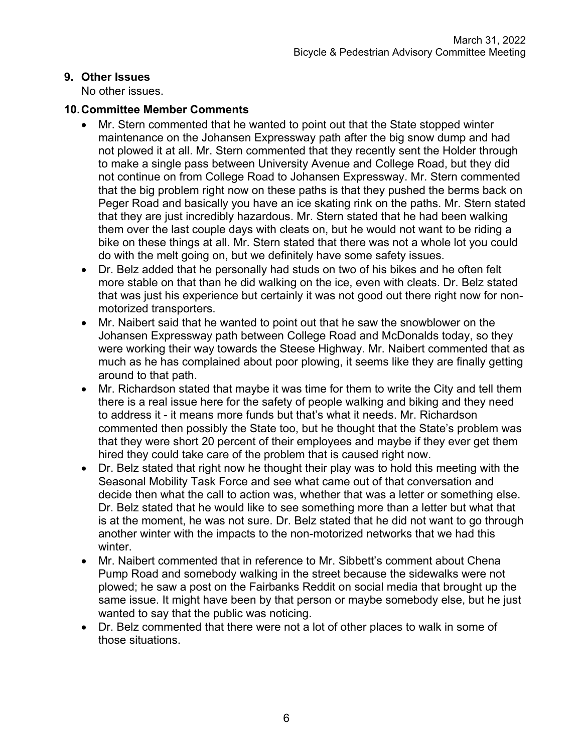**9. Other Issues**

No other issues.

**10. Committee Member Comments**

- Mr. Stern commented that he wanted to point out that the State stopped winter maintenance on the Johansen Expressway path after the big snow dump and had not plowed it at all. Mr. Stern commented that they recently sent the Holder through to make a single pass between University Avenue and College Road, but they did not continue on from College Road to Johansen Expressway. Mr. Stern commented that the big problem right now on these paths is that they pushed the berms back on Peger Road and basically you have an ice skating rink on the paths. Mr. Stern stated that they are just incredibly hazardous. Mr. Stern stated that he had been walking them over the last couple days with cleats on, but he would not want to be riding a bike on these things at all. Mr. Stern stated that there was not a whole lot you could do with the melt going on, but we definitely have some safety issues.
- Dr. Belz added that he personally had studs on two of his bikes and he often felt more stable on that than he did walking on the ice, even with cleats. Dr. Belz stated that was just his experience but certainly it was not good out there right now for non-motorized transporters.
- Mr. Naibert said that he wanted to point out that he saw the snowblower on the Johansen Expressway path between College Road and McDonalds today, so they were working their way towards the Steese Highway. Mr. Naibert commented that as much as he has complained about poor plowing, it seems like they are finally getting around to that path.
- Mr. Richardson stated that maybe it was time for them to write the City and tell them there is a real issue here for the safety of people walking and biking and they need to address it - it means more funds but that's what it needs. Mr. Richardson commented then possibly the State too, but he thought that the State's problem was that they were short 20 percent of their employees and maybe if they ever get them hired they could take care of the problem that is caused right now.
- Dr. Belz stated that right now he thought their play was to hold this meeting with the Seasonal Mobility Task Force and see what came out of that conversation and decide then what the call to action was, whether that was a letter or something else. Dr. Belz stated that he would like to see something more than a letter but what that is at the moment, he was not sure. Dr. Belz stated that he did not want to go through another winter with the impacts to the non-motorized networks that we had this winter.
- Mr. Naibert commented that in reference to Mr. Sibbett's comment about Chena Pump Road and somebody walking in the street because the sidewalks were not plowed; he saw a post on the Fairbanks Reddit on social media that brought up the same issue. It might have been by that person or maybe somebody else, but he just wanted to say that the public was noticing.
- Dr. Belz commented that there were not a lot of other places to walk in some of those situations.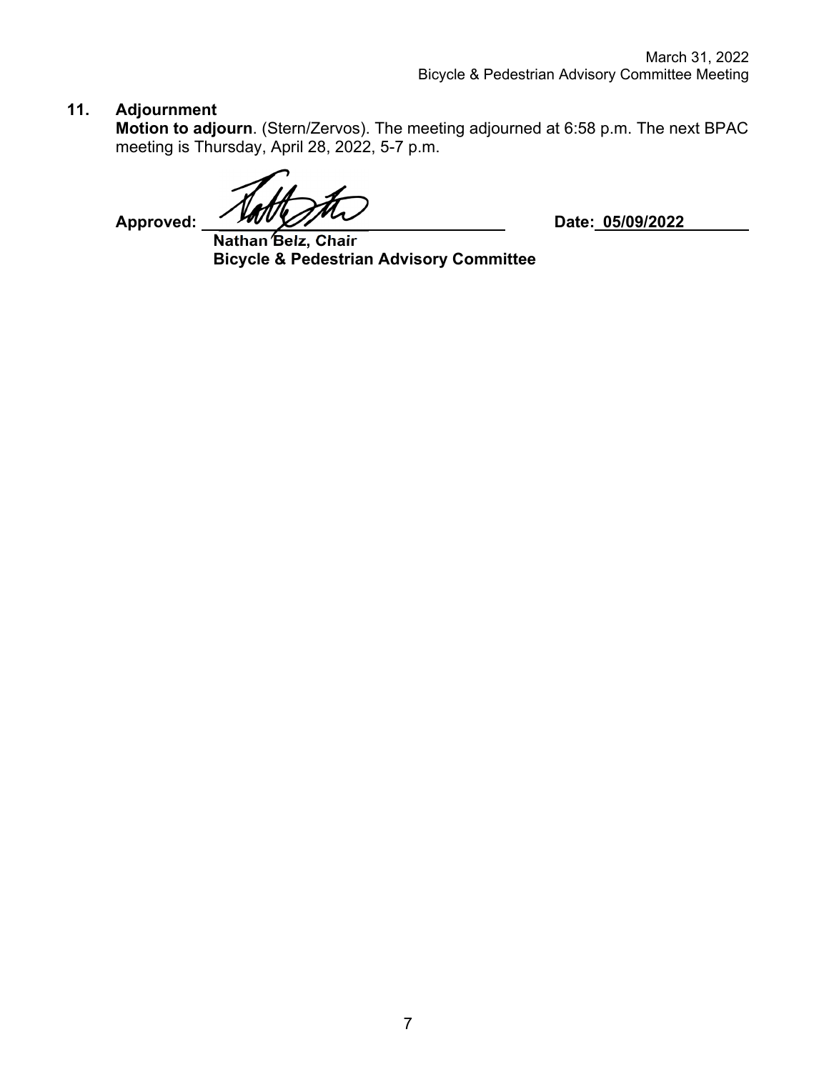## 11. Adjournment

**Motion to adjourn**. (Stern/Zervos). The meeting adjourned at 6:58 p.m. The next BPAC meeting is Thursday, April 28, 2022, 5-7 p.m.

**Approved:** ______________________ **Date:** **05/09/2022**

**Nathan Belz, Chair**
**Bicycle & Pedestrian Advisory Committee**